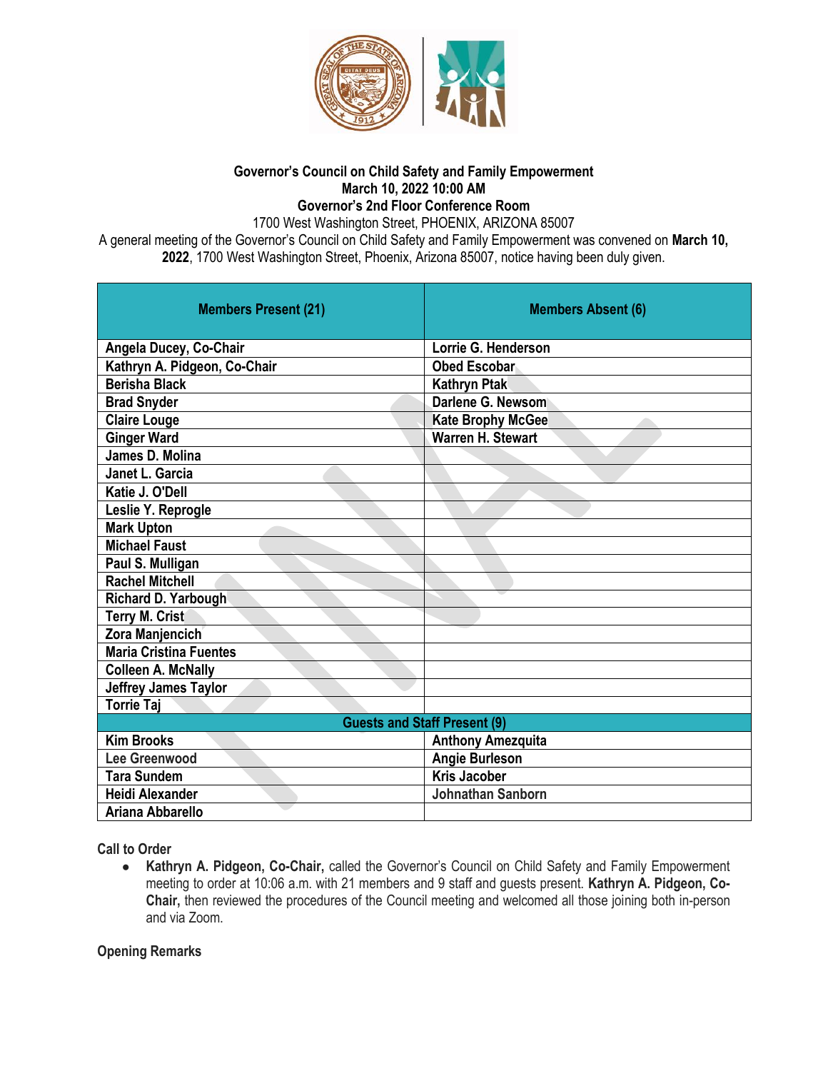**Governor's Council on Child Safety and Family Empowerment**
**March 10, 2022 10:00 AM**
**Governor's 2nd Floor Conference Room**
1700 West Washington Street, PHOENIX, ARIZONA 85007

A general meeting of the Governor's Council on Child Safety and Family Empowerment was convened on **March 10, 2022**, 1700 West Washington Street, Phoenix, Arizona 85007, notice having been duly given.

| Members Present (21) | Members Absent (6) |
|---|---|
| Angela Ducey, Co-Chair | Lorrie G. Henderson |
| Kathryn A. Pidgeon, Co-Chair | Obed Escobar |
| Berisha Black | Kathryn Ptak |
| Brad Snyder | Darlene G. Newsom |
| Claire Louge | Kate Brophy McGee |
| Ginger Ward | Warren H. Stewart |
| James D. Molina | |
| Janet L. Garcia | |
| Katie J. O'Dell | |
| Leslie Y. Reprogle | |
| Mark Upton | |
| Michael Faust | |
| Paul S. Mulligan | |
| Rachel Mitchell | |
| Richard D. Yarbough | |
| Terry M. Crist | |
| Zora Manjencich | |
| Maria Cristina Fuentes | |
| Colleen A. McNally | |
| Jeffrey James Taylor | |
| Torrie Taj | |
| **Guests and Staff Present (9)** | |
| Kim Brooks | Anthony Amezquita |
| Lee Greenwood | Angie Burleson |
| Tara Sundem | Kris Jacober |
| Heidi Alexander | Johnathan Sanborn |
| Ariana Abbarello | |

**Call to Order**

- **Kathryn A. Pidgeon, Co-Chair,** called the Governor's Council on Child Safety and Family Empowerment meeting to order at 10:06 a.m. with 21 members and 9 staff and guests present. **Kathryn A. Pidgeon, Co-Chair,** then reviewed the procedures of the Council meeting and welcomed all those joining both in-person and via Zoom.

**Opening Remarks**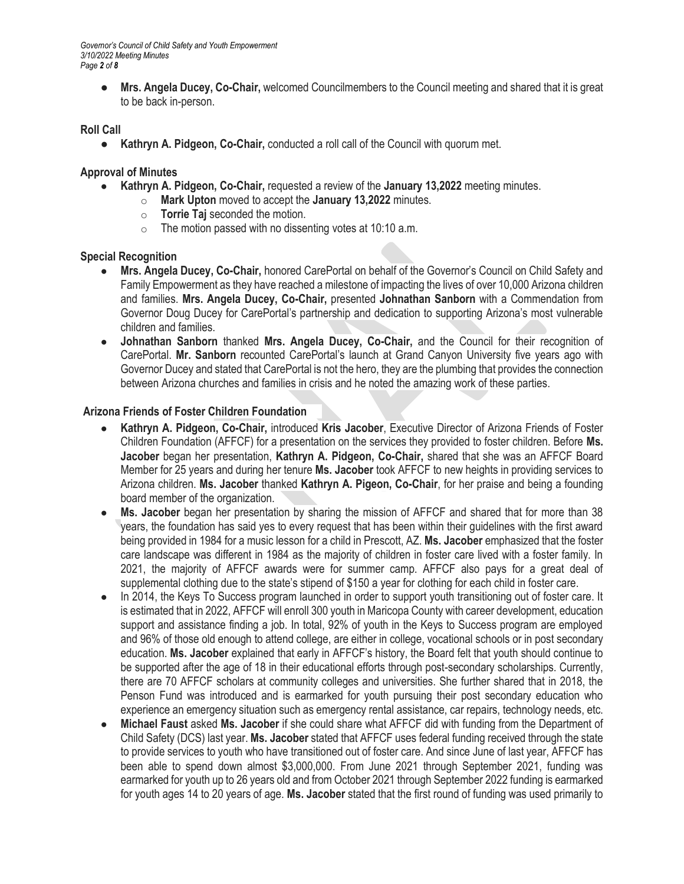- **Mrs. Angela Ducey, Co-Chair,** welcomed Councilmembers to the Council meeting and shared that it is great to be back in-person.

**Roll Call**

- **Kathryn A. Pidgeon, Co-Chair,** conducted a roll call of the Council with quorum met.

**Approval of Minutes**

- **Kathryn A. Pidgeon, Co-Chair,** requested a review of the **January 13,2022** meeting minutes.
  - **Mark Upton** moved to accept the **January 13,2022** minutes.
  - **Torrie Taj** seconded the motion.
  - The motion passed with no dissenting votes at 10:10 a.m.

**Special Recognition**

- **Mrs. Angela Ducey, Co-Chair,** honored CarePortal on behalf of the Governor's Council on Child Safety and Family Empowerment as they have reached a milestone of impacting the lives of over 10,000 Arizona children and families. **Mrs. Angela Ducey, Co-Chair,** presented **Johnathan Sanborn** with a Commendation from Governor Doug Ducey for CarePortal's partnership and dedication to supporting Arizona's most vulnerable children and families.
- **Johnathan Sanborn** thanked **Mrs. Angela Ducey, Co-Chair,** and the Council for their recognition of CarePortal. **Mr. Sanborn** recounted CarePortal's launch at Grand Canyon University five years ago with Governor Ducey and stated that CarePortal is not the hero, they are the plumbing that provides the connection between Arizona churches and families in crisis and he noted the amazing work of these parties.

**Arizona Friends of Foster Children Foundation**

- **Kathryn A. Pidgeon, Co-Chair,** introduced **Kris Jacober**, Executive Director of Arizona Friends of Foster Children Foundation (AFFCF) for a presentation on the services they provided to foster children. Before **Ms. Jacober** began her presentation, **Kathryn A. Pidgeon, Co-Chair,** shared that she was an AFFCF Board Member for 25 years and during her tenure **Ms. Jacober** took AFFCF to new heights in providing services to Arizona children. **Ms. Jacober** thanked **Kathryn A. Pigeon, Co-Chair**, for her praise and being a founding board member of the organization.
- **Ms. Jacober** began her presentation by sharing the mission of AFFCF and shared that for more than 38 years, the foundation has said yes to every request that has been within their guidelines with the first award being provided in 1984 for a music lesson for a child in Prescott, AZ. **Ms. Jacober** emphasized that the foster care landscape was different in 1984 as the majority of children in foster care lived with a foster family. In 2021, the majority of AFFCF awards were for summer camp. AFFCF also pays for a great deal of supplemental clothing due to the state's stipend of $150 a year for clothing for each child in foster care.
- In 2014, the Keys To Success program launched in order to support youth transitioning out of foster care. It is estimated that in 2022, AFFCF will enroll 300 youth in Maricopa County with career development, education support and assistance finding a job. In total, 92% of youth in the Keys to Success program are employed and 96% of those old enough to attend college, are either in college, vocational schools or in post secondary education. **Ms. Jacober** explained that early in AFFCF's history, the Board felt that youth should continue to be supported after the age of 18 in their educational efforts through post-secondary scholarships. Currently, there are 70 AFFCF scholars at community colleges and universities. She further shared that in 2018, the Penson Fund was introduced and is earmarked for youth pursuing their post secondary education who experience an emergency situation such as emergency rental assistance, car repairs, technology needs, etc.
- **Michael Faust** asked **Ms. Jacober** if she could share what AFFCF did with funding from the Department of Child Safety (DCS) last year. **Ms. Jacober** stated that AFFCF uses federal funding received through the state to provide services to youth who have transitioned out of foster care. And since June of last year, AFFCF has been able to spend down almost $3,000,000. From June 2021 through September 2021, funding was earmarked for youth up to 26 years old and from October 2021 through September 2022 funding is earmarked for youth ages 14 to 20 years of age. **Ms. Jacober** stated that the first round of funding was used primarily to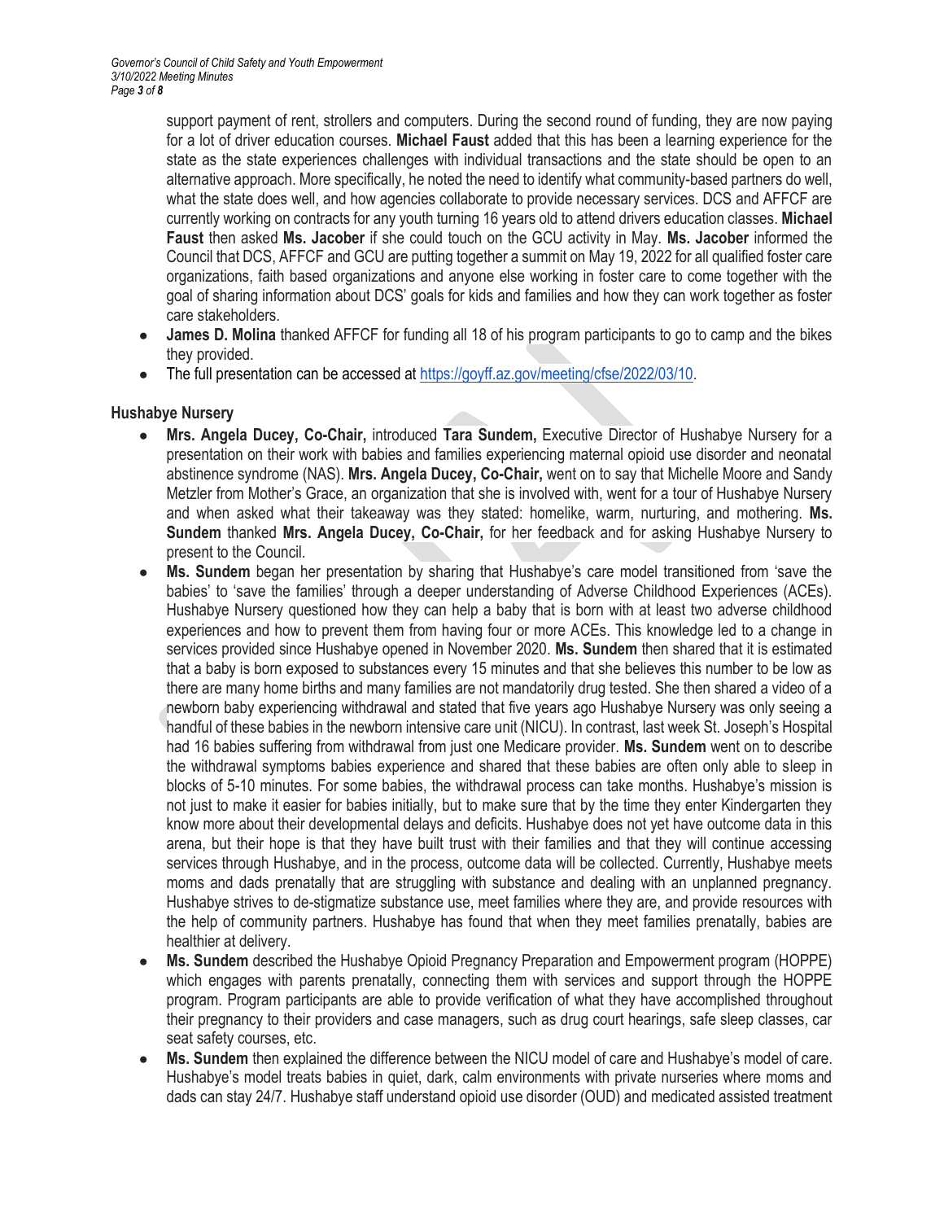support payment of rent, strollers and computers. During the second round of funding, they are now paying for a lot of driver education courses. **Michael Faust** added that this has been a learning experience for the state as the state experiences challenges with individual transactions and the state should be open to an alternative approach. More specifically, he noted the need to identify what community-based partners do well, what the state does well, and how agencies collaborate to provide necessary services. DCS and AFFCF are currently working on contracts for any youth turning 16 years old to attend drivers education classes. **Michael Faust** then asked **Ms. Jacober** if she could touch on the GCU activity in May. **Ms. Jacober** informed the Council that DCS, AFFCF and GCU are putting together a summit on May 19, 2022 for all qualified foster care organizations, faith based organizations and anyone else working in foster care to come together with the goal of sharing information about DCS' goals for kids and families and how they can work together as foster care stakeholders.

- **James D. Molina** thanked AFFCF for funding all 18 of his program participants to go to camp and the bikes they provided.
- The full presentation can be accessed at https://goyff.az.gov/meeting/cfse/2022/03/10.

**Hushabye Nursery**

- **Mrs. Angela Ducey, Co-Chair,** introduced **Tara Sundem,** Executive Director of Hushabye Nursery for a presentation on their work with babies and families experiencing maternal opioid use disorder and neonatal abstinence syndrome (NAS). **Mrs. Angela Ducey, Co-Chair,** went on to say that Michelle Moore and Sandy Metzler from Mother's Grace, an organization that she is involved with, went for a tour of Hushabye Nursery and when asked what their takeaway was they stated: homelike, warm, nurturing, and mothering. **Ms. Sundem** thanked **Mrs. Angela Ducey, Co-Chair,** for her feedback and for asking Hushabye Nursery to present to the Council.
- **Ms. Sundem** began her presentation by sharing that Hushabye's care model transitioned from 'save the babies' to 'save the families' through a deeper understanding of Adverse Childhood Experiences (ACEs). Hushabye Nursery questioned how they can help a baby that is born with at least two adverse childhood experiences and how to prevent them from having four or more ACEs. This knowledge led to a change in services provided since Hushabye opened in November 2020. **Ms. Sundem** then shared that it is estimated that a baby is born exposed to substances every 15 minutes and that she believes this number to be low as there are many home births and many families are not mandatorily drug tested. She then shared a video of a newborn baby experiencing withdrawal and stated that five years ago Hushabye Nursery was only seeing a handful of these babies in the newborn intensive care unit (NICU). In contrast, last week St. Joseph's Hospital had 16 babies suffering from withdrawal from just one Medicare provider. **Ms. Sundem** went on to describe the withdrawal symptoms babies experience and shared that these babies are often only able to sleep in blocks of 5-10 minutes. For some babies, the withdrawal process can take months. Hushabye's mission is not just to make it easier for babies initially, but to make sure that by the time they enter Kindergarten they know more about their developmental delays and deficits. Hushabye does not yet have outcome data in this arena, but their hope is that they have built trust with their families and that they will continue accessing services through Hushabye, and in the process, outcome data will be collected. Currently, Hushabye meets moms and dads prenatally that are struggling with substance and dealing with an unplanned pregnancy. Hushabye strives to de-stigmatize substance use, meet families where they are, and provide resources with the help of community partners. Hushabye has found that when they meet families prenatally, babies are healthier at delivery.
- **Ms. Sundem** described the Hushabye Opioid Pregnancy Preparation and Empowerment program (HOPPE) which engages with parents prenatally, connecting them with services and support through the HOPPE program. Program participants are able to provide verification of what they have accomplished throughout their pregnancy to their providers and case managers, such as drug court hearings, safe sleep classes, car seat safety courses, etc.
- **Ms. Sundem** then explained the difference between the NICU model of care and Hushabye's model of care. Hushabye's model treats babies in quiet, dark, calm environments with private nurseries where moms and dads can stay 24/7. Hushabye staff understand opioid use disorder (OUD) and medicated assisted treatment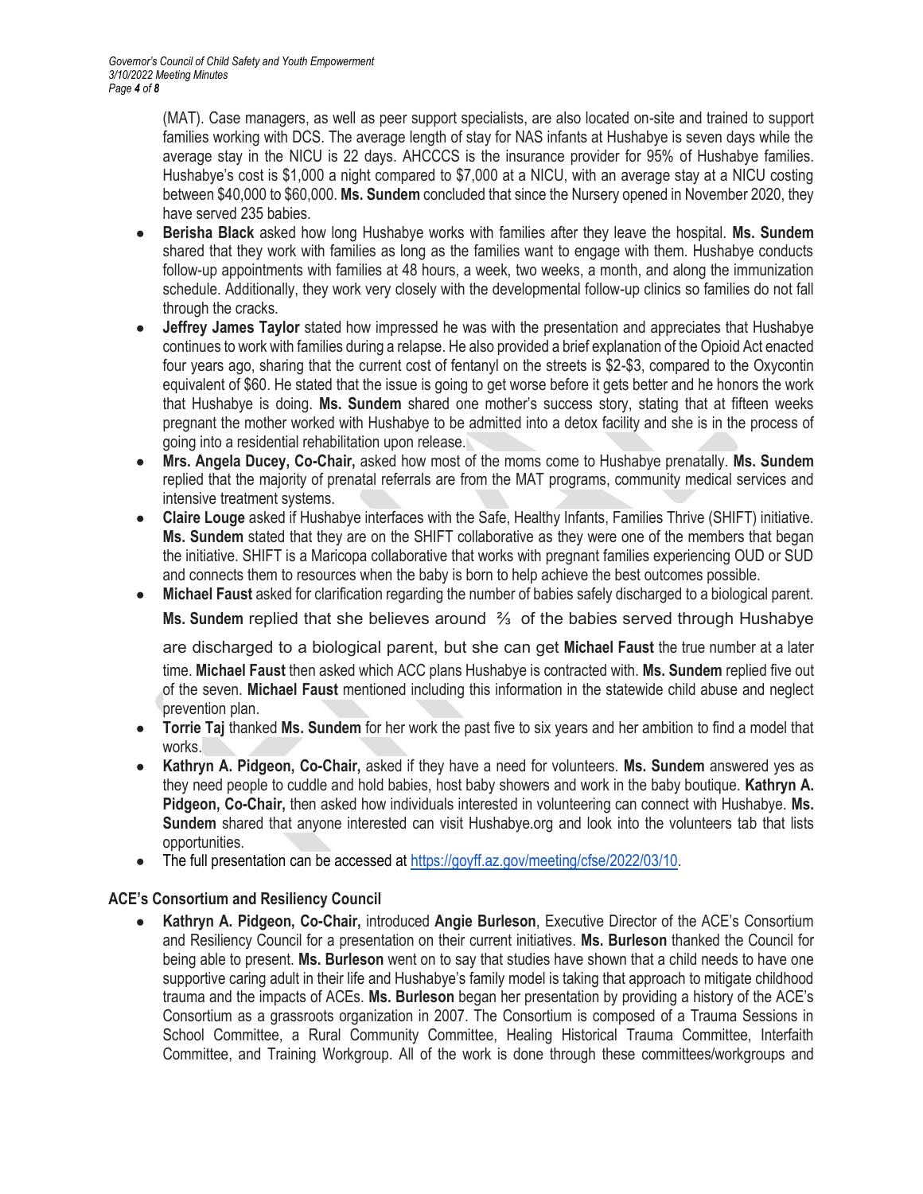(MAT). Case managers, as well as peer support specialists, are also located on-site and trained to support families working with DCS. The average length of stay for NAS infants at Hushabye is seven days while the average stay in the NICU is 22 days. AHCCCS is the insurance provider for 95% of Hushabye families. Hushabye's cost is $1,000 a night compared to $7,000 at a NICU, with an average stay at a NICU costing between $40,000 to $60,000. **Ms. Sundem** concluded that since the Nursery opened in November 2020, they have served 235 babies.

- **Berisha Black** asked how long Hushabye works with families after they leave the hospital. **Ms. Sundem** shared that they work with families as long as the families want to engage with them. Hushabye conducts follow-up appointments with families at 48 hours, a week, two weeks, a month, and along the immunization schedule. Additionally, they work very closely with the developmental follow-up clinics so families do not fall through the cracks.
- **Jeffrey James Taylor** stated how impressed he was with the presentation and appreciates that Hushabye continues to work with families during a relapse. He also provided a brief explanation of the Opioid Act enacted four years ago, sharing that the current cost of fentanyl on the streets is $2-$3, compared to the Oxycontin equivalent of $60. He stated that the issue is going to get worse before it gets better and he honors the work that Hushabye is doing. **Ms. Sundem** shared one mother's success story, stating that at fifteen weeks pregnant the mother worked with Hushabye to be admitted into a detox facility and she is in the process of going into a residential rehabilitation upon release.
- **Mrs. Angela Ducey, Co-Chair,** asked how most of the moms come to Hushabye prenatally. **Ms. Sundem** replied that the majority of prenatal referrals are from the MAT programs, community medical services and intensive treatment systems.
- **Claire Louge** asked if Hushabye interfaces with the Safe, Healthy Infants, Families Thrive (SHIFT) initiative. **Ms. Sundem** stated that they are on the SHIFT collaborative as they were one of the members that began the initiative. SHIFT is a Maricopa collaborative that works with pregnant families experiencing OUD or SUD and connects them to resources when the baby is born to help achieve the best outcomes possible.
- **Michael Faust** asked for clarification regarding the number of babies safely discharged to a biological parent. **Ms. Sundem** replied that she believes around ⅔ of the babies served through Hushabye are discharged to a biological parent, but she can get **Michael Faust** the true number at a later time. **Michael Faust** then asked which ACC plans Hushabye is contracted with. **Ms. Sundem** replied five out of the seven. **Michael Faust** mentioned including this information in the statewide child abuse and neglect prevention plan.
- **Torrie Taj** thanked **Ms. Sundem** for her work the past five to six years and her ambition to find a model that works.
- **Kathryn A. Pidgeon, Co-Chair,** asked if they have a need for volunteers. **Ms. Sundem** answered yes as they need people to cuddle and hold babies, host baby showers and work in the baby boutique. **Kathryn A. Pidgeon, Co-Chair,** then asked how individuals interested in volunteering can connect with Hushabye. **Ms. Sundem** shared that anyone interested can visit Hushabye.org and look into the volunteers tab that lists opportunities.
- The full presentation can be accessed at [https://goyff.az.gov/meeting/cfse/2022/03/10](https://goyff.az.gov/meeting/cfse/2022/03/10).

**ACE's Consortium and Resiliency Council**

- **Kathryn A. Pidgeon, Co-Chair,** introduced **Angie Burleson**, Executive Director of the ACE's Consortium and Resiliency Council for a presentation on their current initiatives. **Ms. Burleson** thanked the Council for being able to present. **Ms. Burleson** went on to say that studies have shown that a child needs to have one supportive caring adult in their life and Hushabye's family model is taking that approach to mitigate childhood trauma and the impacts of ACEs. **Ms. Burleson** began her presentation by providing a history of the ACE's Consortium as a grassroots organization in 2007. The Consortium is composed of a Trauma Sessions in School Committee, a Rural Community Committee, Healing Historical Trauma Committee, Interfaith Committee, and Training Workgroup. All of the work is done through these committees/workgroups and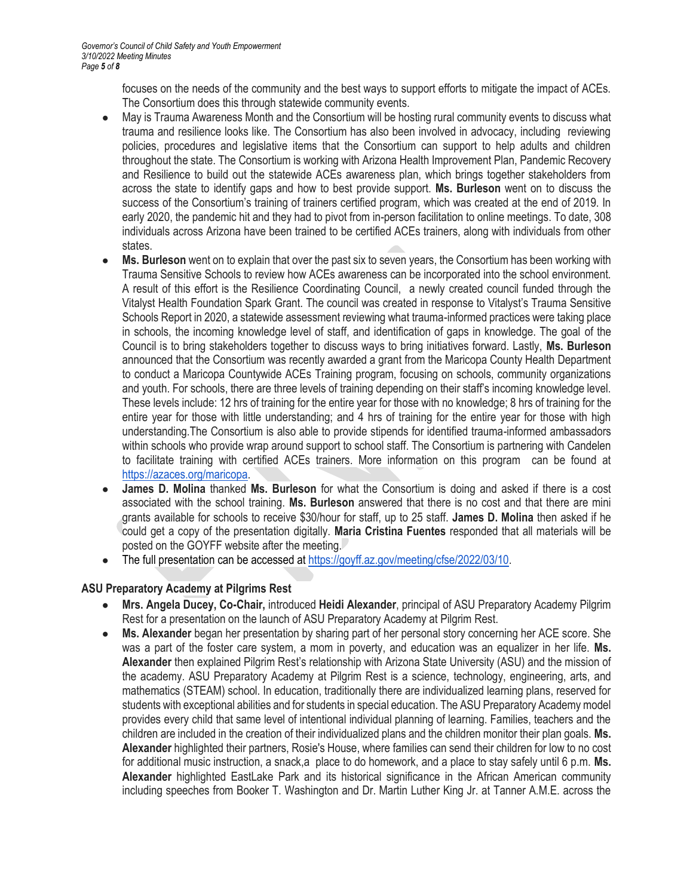focuses on the needs of the community and the best ways to support efforts to mitigate the impact of ACEs. The Consortium does this through statewide community events.

- May is Trauma Awareness Month and the Consortium will be hosting rural community events to discuss what trauma and resilience looks like. The Consortium has also been involved in advocacy, including reviewing policies, procedures and legislative items that the Consortium can support to help adults and children throughout the state. The Consortium is working with Arizona Health Improvement Plan, Pandemic Recovery and Resilience to build out the statewide ACEs awareness plan, which brings together stakeholders from across the state to identify gaps and how to best provide support. **Ms. Burleson** went on to discuss the success of the Consortium's training of trainers certified program, which was created at the end of 2019. In early 2020, the pandemic hit and they had to pivot from in-person facilitation to online meetings. To date, 308 individuals across Arizona have been trained to be certified ACEs trainers, along with individuals from other states.
- **Ms. Burleson** went on to explain that over the past six to seven years, the Consortium has been working with Trauma Sensitive Schools to review how ACEs awareness can be incorporated into the school environment. A result of this effort is the Resilience Coordinating Council, a newly created council funded through the Vitalyst Health Foundation Spark Grant. The council was created in response to Vitalyst's Trauma Sensitive Schools Report in 2020, a statewide assessment reviewing what trauma-informed practices were taking place in schools, the incoming knowledge level of staff, and identification of gaps in knowledge. The goal of the Council is to bring stakeholders together to discuss ways to bring initiatives forward. Lastly, **Ms. Burleson** announced that the Consortium was recently awarded a grant from the Maricopa County Health Department to conduct a Maricopa Countywide ACEs Training program, focusing on schools, community organizations and youth. For schools, there are three levels of training depending on their staff's incoming knowledge level. These levels include: 12 hrs of training for the entire year for those with no knowledge; 8 hrs of training for the entire year for those with little understanding; and 4 hrs of training for the entire year for those with high understanding.The Consortium is also able to provide stipends for identified trauma-informed ambassadors within schools who provide wrap around support to school staff. The Consortium is partnering with Candelen to facilitate training with certified ACEs trainers. More information on this program can be found at https://azaces.org/maricopa.
- **James D. Molina** thanked **Ms. Burleson** for what the Consortium is doing and asked if there is a cost associated with the school training. **Ms. Burleson** answered that there is no cost and that there are mini grants available for schools to receive $30/hour for staff, up to 25 staff. **James D. Molina** then asked if he could get a copy of the presentation digitally. **Maria Cristina Fuentes** responded that all materials will be posted on the GOYFF website after the meeting.
- The full presentation can be accessed at https://goyff.az.gov/meeting/cfse/2022/03/10.

**ASU Preparatory Academy at Pilgrims Rest**

- **Mrs. Angela Ducey, Co-Chair,** introduced **Heidi Alexander**, principal of ASU Preparatory Academy Pilgrim Rest for a presentation on the launch of ASU Preparatory Academy at Pilgrim Rest.
- **Ms. Alexander** began her presentation by sharing part of her personal story concerning her ACE score. She was a part of the foster care system, a mom in poverty, and education was an equalizer in her life. **Ms. Alexander** then explained Pilgrim Rest's relationship with Arizona State University (ASU) and the mission of the academy. ASU Preparatory Academy at Pilgrim Rest is a science, technology, engineering, arts, and mathematics (STEAM) school. In education, traditionally there are individualized learning plans, reserved for students with exceptional abilities and for students in special education. The ASU Preparatory Academy model provides every child that same level of intentional individual planning of learning. Families, teachers and the children are included in the creation of their individualized plans and the children monitor their plan goals. **Ms. Alexander** highlighted their partners, Rosie's House, where families can send their children for low to no cost for additional music instruction, a snack,a place to do homework, and a place to stay safely until 6 p.m. **Ms. Alexander** highlighted EastLake Park and its historical significance in the African American community including speeches from Booker T. Washington and Dr. Martin Luther King Jr. at Tanner A.M.E. across the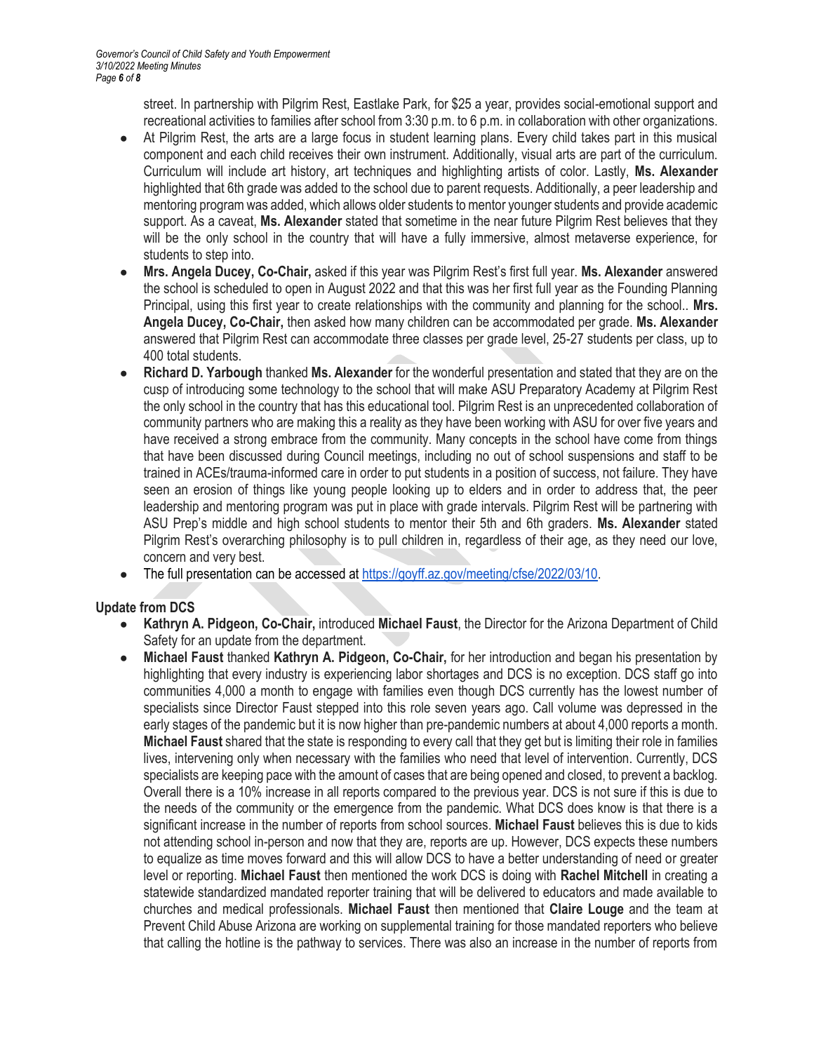street. In partnership with Pilgrim Rest, Eastlake Park, for $25 a year, provides social-emotional support and recreational activities to families after school from 3:30 p.m. to 6 p.m. in collaboration with other organizations.

- At Pilgrim Rest, the arts are a large focus in student learning plans. Every child takes part in this musical component and each child receives their own instrument. Additionally, visual arts are part of the curriculum. Curriculum will include art history, art techniques and highlighting artists of color. Lastly, **Ms. Alexander** highlighted that 6th grade was added to the school due to parent requests. Additionally, a peer leadership and mentoring program was added, which allows older students to mentor younger students and provide academic support. As a caveat, **Ms. Alexander** stated that sometime in the near future Pilgrim Rest believes that they will be the only school in the country that will have a fully immersive, almost metaverse experience, for students to step into.
- **Mrs. Angela Ducey, Co-Chair,** asked if this year was Pilgrim Rest's first full year. **Ms. Alexander** answered the school is scheduled to open in August 2022 and that this was her first full year as the Founding Planning Principal, using this first year to create relationships with the community and planning for the school.. **Mrs. Angela Ducey, Co-Chair,** then asked how many children can be accommodated per grade. **Ms. Alexander** answered that Pilgrim Rest can accommodate three classes per grade level, 25-27 students per class, up to 400 total students.
- **Richard D. Yarbough** thanked **Ms. Alexander** for the wonderful presentation and stated that they are on the cusp of introducing some technology to the school that will make ASU Preparatory Academy at Pilgrim Rest the only school in the country that has this educational tool. Pilgrim Rest is an unprecedented collaboration of community partners who are making this a reality as they have been working with ASU for over five years and have received a strong embrace from the community. Many concepts in the school have come from things that have been discussed during Council meetings, including no out of school suspensions and staff to be trained in ACEs/trauma-informed care in order to put students in a position of success, not failure. They have seen an erosion of things like young people looking up to elders and in order to address that, the peer leadership and mentoring program was put in place with grade intervals. Pilgrim Rest will be partnering with ASU Prep's middle and high school students to mentor their 5th and 6th graders. **Ms. Alexander** stated Pilgrim Rest's overarching philosophy is to pull children in, regardless of their age, as they need our love, concern and very best.
- The full presentation can be accessed at [https://goyff.az.gov/meeting/cfse/2022/03/10](https://goyff.az.gov/meeting/cfse/2022/03/10).

## Update from DCS

- **Kathryn A. Pidgeon, Co-Chair,** introduced **Michael Faust**, the Director for the Arizona Department of Child Safety for an update from the department.
- **Michael Faust** thanked **Kathryn A. Pidgeon, Co-Chair,** for her introduction and began his presentation by highlighting that every industry is experiencing labor shortages and DCS is no exception. DCS staff go into communities 4,000 a month to engage with families even though DCS currently has the lowest number of specialists since Director Faust stepped into this role seven years ago. Call volume was depressed in the early stages of the pandemic but it is now higher than pre-pandemic numbers at about 4,000 reports a month. **Michael Faust** shared that the state is responding to every call that they get but is limiting their role in families lives, intervening only when necessary with the families who need that level of intervention. Currently, DCS specialists are keeping pace with the amount of cases that are being opened and closed, to prevent a backlog. Overall there is a 10% increase in all reports compared to the previous year. DCS is not sure if this is due to the needs of the community or the emergence from the pandemic. What DCS does know is that there is a significant increase in the number of reports from school sources. **Michael Faust** believes this is due to kids not attending school in-person and now that they are, reports are up. However, DCS expects these numbers to equalize as time moves forward and this will allow DCS to have a better understanding of need or greater level or reporting. **Michael Faust** then mentioned the work DCS is doing with **Rachel Mitchell** in creating a statewide standardized mandated reporter training that will be delivered to educators and made available to churches and medical professionals. **Michael Faust** then mentioned that **Claire Louge** and the team at Prevent Child Abuse Arizona are working on supplemental training for those mandated reporters who believe that calling the hotline is the pathway to services. There was also an increase in the number of reports from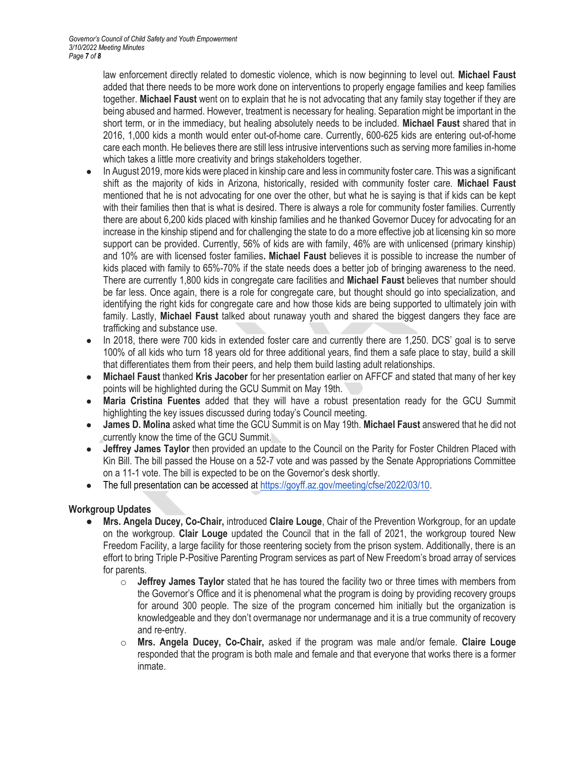law enforcement directly related to domestic violence, which is now beginning to level out. **Michael Faust** added that there needs to be more work done on interventions to properly engage families and keep families together. **Michael Faust** went on to explain that he is not advocating that any family stay together if they are being abused and harmed. However, treatment is necessary for healing. Separation might be important in the short term, or in the immediacy, but healing absolutely needs to be included. **Michael Faust** shared that in 2016, 1,000 kids a month would enter out-of-home care. Currently, 600-625 kids are entering out-of-home care each month. He believes there are still less intrusive interventions such as serving more families in-home which takes a little more creativity and brings stakeholders together.

- In August 2019, more kids were placed in kinship care and less in community foster care. This was a significant shift as the majority of kids in Arizona, historically, resided with community foster care. **Michael Faust** mentioned that he is not advocating for one over the other, but what he is saying is that if kids can be kept with their families then that is what is desired. There is always a role for community foster families. Currently there are about 6,200 kids placed with kinship families and he thanked Governor Ducey for advocating for an increase in the kinship stipend and for challenging the state to do a more effective job at licensing kin so more support can be provided. Currently, 56% of kids are with family, 46% are with unlicensed (primary kinship) and 10% are with licensed foster families**.** **Michael Faust** believes it is possible to increase the number of kids placed with family to 65%-70% if the state needs does a better job of bringing awareness to the need. There are currently 1,800 kids in congregate care facilities and **Michael Faust** believes that number should be far less. Once again, there is a role for congregate care, but thought should go into specialization, and identifying the right kids for congregate care and how those kids are being supported to ultimately join with family. Lastly, **Michael Faust** talked about runaway youth and shared the biggest dangers they face are trafficking and substance use.
- In 2018, there were 700 kids in extended foster care and currently there are 1,250. DCS' goal is to serve 100% of all kids who turn 18 years old for three additional years, find them a safe place to stay, build a skill that differentiates them from their peers, and help them build lasting adult relationships.
- **Michael Faust** thanked **Kris Jacober** for her presentation earlier on AFFCF and stated that many of her key points will be highlighted during the GCU Summit on May 19th.
- **Maria Cristina Fuentes** added that they will have a robust presentation ready for the GCU Summit highlighting the key issues discussed during today's Council meeting.
- **James D. Molina** asked what time the GCU Summit is on May 19th. **Michael Faust** answered that he did not currently know the time of the GCU Summit.
- **Jeffrey James Taylor** then provided an update to the Council on the Parity for Foster Children Placed with Kin Bill. The bill passed the House on a 52-7 vote and was passed by the Senate Appropriations Committee on a 11-1 vote. The bill is expected to be on the Governor's desk shortly.
- The full presentation can be accessed at https://goyff.az.gov/meeting/cfse/2022/03/10.

## Workgroup Updates

- **Mrs. Angela Ducey, Co-Chair,** introduced **Claire Louge**, Chair of the Prevention Workgroup, for an update on the workgroup. **Clair Louge** updated the Council that in the fall of 2021, the workgroup toured New Freedom Facility, a large facility for those reentering society from the prison system. Additionally, there is an effort to bring Triple P-Positive Parenting Program services as part of New Freedom's broad array of services for parents.
  - **Jeffrey James Taylor** stated that he has toured the facility two or three times with members from the Governor's Office and it is phenomenal what the program is doing by providing recovery groups for around 300 people. The size of the program concerned him initially but the organization is knowledgeable and they don't overmanage nor undermanage and it is a true community of recovery and re-entry.
  - **Mrs. Angela Ducey, Co-Chair,** asked if the program was male and/or female. **Claire Louge** responded that the program is both male and female and that everyone that works there is a former inmate.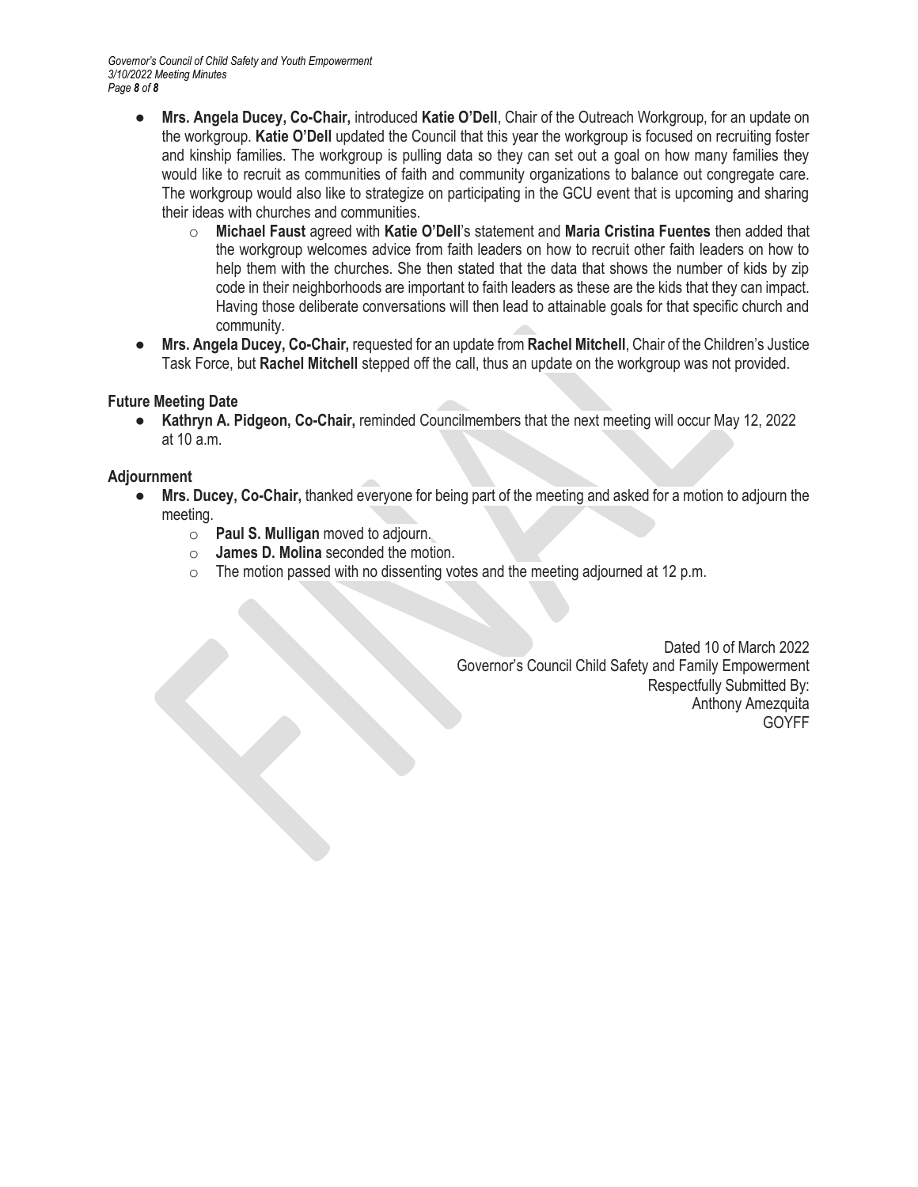- **Mrs. Angela Ducey, Co-Chair,** introduced **Katie O'Dell**, Chair of the Outreach Workgroup, for an update on the workgroup. **Katie O'Dell** updated the Council that this year the workgroup is focused on recruiting foster and kinship families. The workgroup is pulling data so they can set out a goal on how many families they would like to recruit as communities of faith and community organizations to balance out congregate care. The workgroup would also like to strategize on participating in the GCU event that is upcoming and sharing their ideas with churches and communities.
    - **Michael Faust** agreed with **Katie O'Dell**'s statement and **Maria Cristina Fuentes** then added that the workgroup welcomes advice from faith leaders on how to recruit other faith leaders on how to help them with the churches. She then stated that the data that shows the number of kids by zip code in their neighborhoods are important to faith leaders as these are the kids that they can impact. Having those deliberate conversations will then lead to attainable goals for that specific church and community.
- **Mrs. Angela Ducey, Co-Chair,** requested for an update from **Rachel Mitchell**, Chair of the Children's Justice Task Force, but **Rachel Mitchell** stepped off the call, thus an update on the workgroup was not provided.

**Future Meeting Date**

- **Kathryn A. Pidgeon, Co-Chair,** reminded Councilmembers that the next meeting will occur May 12, 2022 at 10 a.m.

**Adjournment**

- **Mrs. Ducey, Co-Chair,** thanked everyone for being part of the meeting and asked for a motion to adjourn the meeting.
    - **Paul S. Mulligan** moved to adjourn.
    - **James D. Molina** seconded the motion.
    - The motion passed with no dissenting votes and the meeting adjourned at 12 p.m.

Dated 10 of March 2022
Governor's Council Child Safety and Family Empowerment
Respectfully Submitted By:
Anthony Amezquita
GOYFF